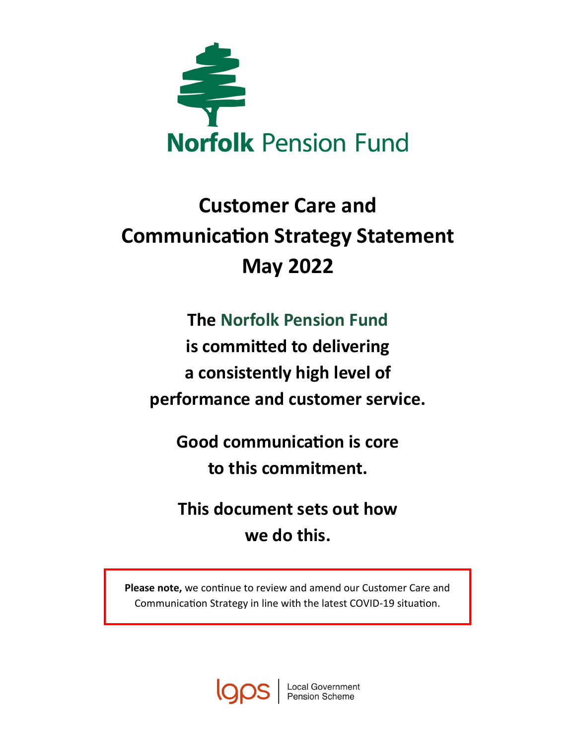Norfolk Pension Fund

# Customer Care and Communication Strategy Statement May 2022

**The Norfolk Pension Fund is committed to delivering a consistently high level of performance and customer service.**

**Good communication is core to this commitment.**

**This document sets out how we do this.**

**Please note,** we continue to review and amend our Customer Care and Communication Strategy in line with the latest COVID-19 situation.

lgps | Local Government Pension Scheme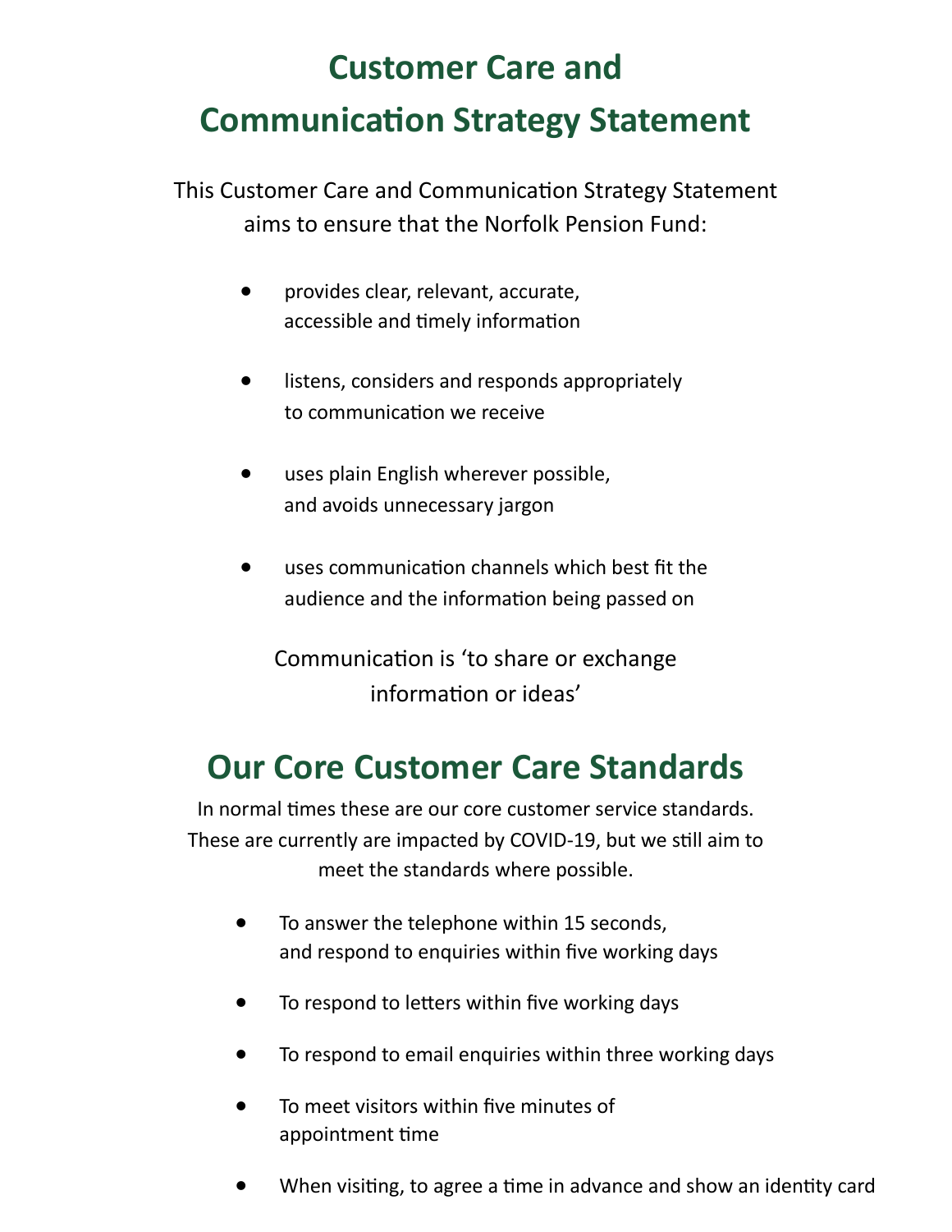# Customer Care and Communication Strategy Statement

This Customer Care and Communication Strategy Statement aims to ensure that the Norfolk Pension Fund:

- provides clear, relevant, accurate, accessible and timely information
- listens, considers and responds appropriately to communication we receive
- uses plain English wherever possible, and avoids unnecessary jargon
- uses communication channels which best fit the audience and the information being passed on

Communication is 'to share or exchange information or ideas'

# Our Core Customer Care Standards

In normal times these are our core customer service standards. These are currently are impacted by COVID-19, but we still aim to meet the standards where possible.

- To answer the telephone within 15 seconds, and respond to enquiries within five working days
- To respond to letters within five working days
- To respond to email enquiries within three working days
- To meet visitors within five minutes of appointment time
- When visiting, to agree a time in advance and show an identity card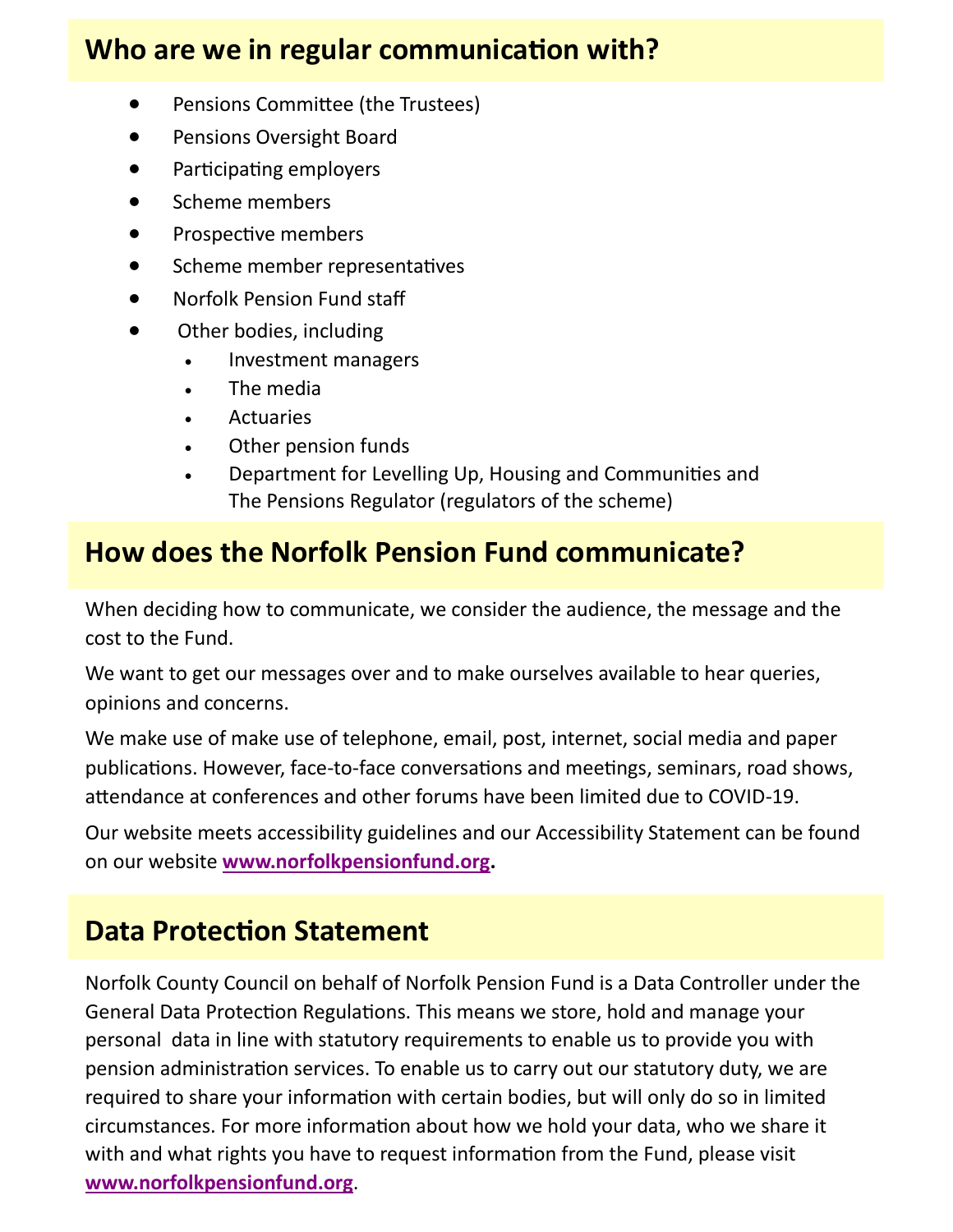## Who are we in regular communication with?

- Pensions Committee (the Trustees)
- Pensions Oversight Board
- Participating employers
- Scheme members
- Prospective members
- Scheme member representatives
- Norfolk Pension Fund staff
- Other bodies, including
  - Investment managers
  - The media
  - Actuaries
  - Other pension funds
  - Department for Levelling Up, Housing and Communities and The Pensions Regulator (regulators of the scheme)

## How does the Norfolk Pension Fund communicate?

When deciding how to communicate, we consider the audience, the message and the cost to the Fund.

We want to get our messages over and to make ourselves available to hear queries, opinions and concerns.

We make use of make use of telephone, email, post, internet, social media and paper publications. However, face-to-face conversations and meetings, seminars, road shows, attendance at conferences and other forums have been limited due to COVID-19.

Our website meets accessibility guidelines and our Accessibility Statement can be found on our website **www.norfolkpensionfund.org.**

## Data Protection Statement

Norfolk County Council on behalf of Norfolk Pension Fund is a Data Controller under the General Data Protection Regulations. This means we store, hold and manage your personal data in line with statutory requirements to enable us to provide you with pension administration services. To enable us to carry out our statutory duty, we are required to share your information with certain bodies, but will only do so in limited circumstances. For more information about how we hold your data, who we share it with and what rights you have to request information from the Fund, please visit **www.norfolkpensionfund.org**.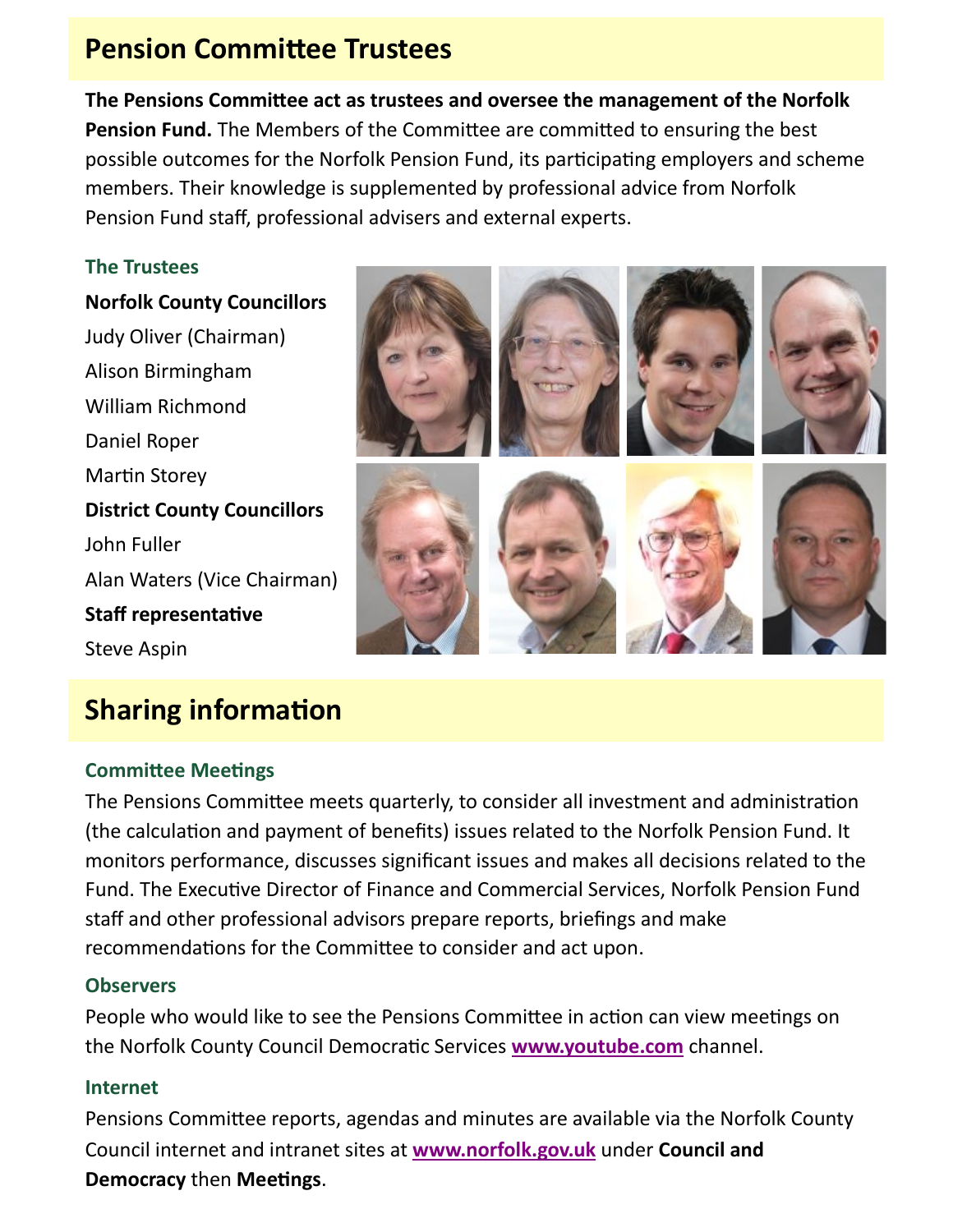## Pension Committee Trustees

**The Pensions Committee act as trustees and oversee the management of the Norfolk Pension Fund.** The Members of the Committee are committed to ensuring the best possible outcomes for the Norfolk Pension Fund, its participating employers and scheme members. Their knowledge is supplemented by professional advice from Norfolk Pension Fund staff, professional advisers and external experts.

### The Trustees

**Norfolk County Councillors**

Judy Oliver (Chairman)
Alison Birmingham
William Richmond
Daniel Roper
Martin Storey

**District County Councillors**

John Fuller
Alan Waters (Vice Chairman)

**Staff representative**

Steve Aspin

## Sharing information

### Committee Meetings

The Pensions Committee meets quarterly, to consider all investment and administration (the calculation and payment of benefits) issues related to the Norfolk Pension Fund. It monitors performance, discusses significant issues and makes all decisions related to the Fund. The Executive Director of Finance and Commercial Services, Norfolk Pension Fund staff and other professional advisors prepare reports, briefings and make recommendations for the Committee to consider and act upon.

### Observers

People who would like to see the Pensions Committee in action can view meetings on the Norfolk County Council Democratic Services **www.youtube.com** channel.

### Internet

Pensions Committee reports, agendas and minutes are available via the Norfolk County Council internet and intranet sites at **www.norfolk.gov.uk** under **Council and Democracy** then **Meetings**.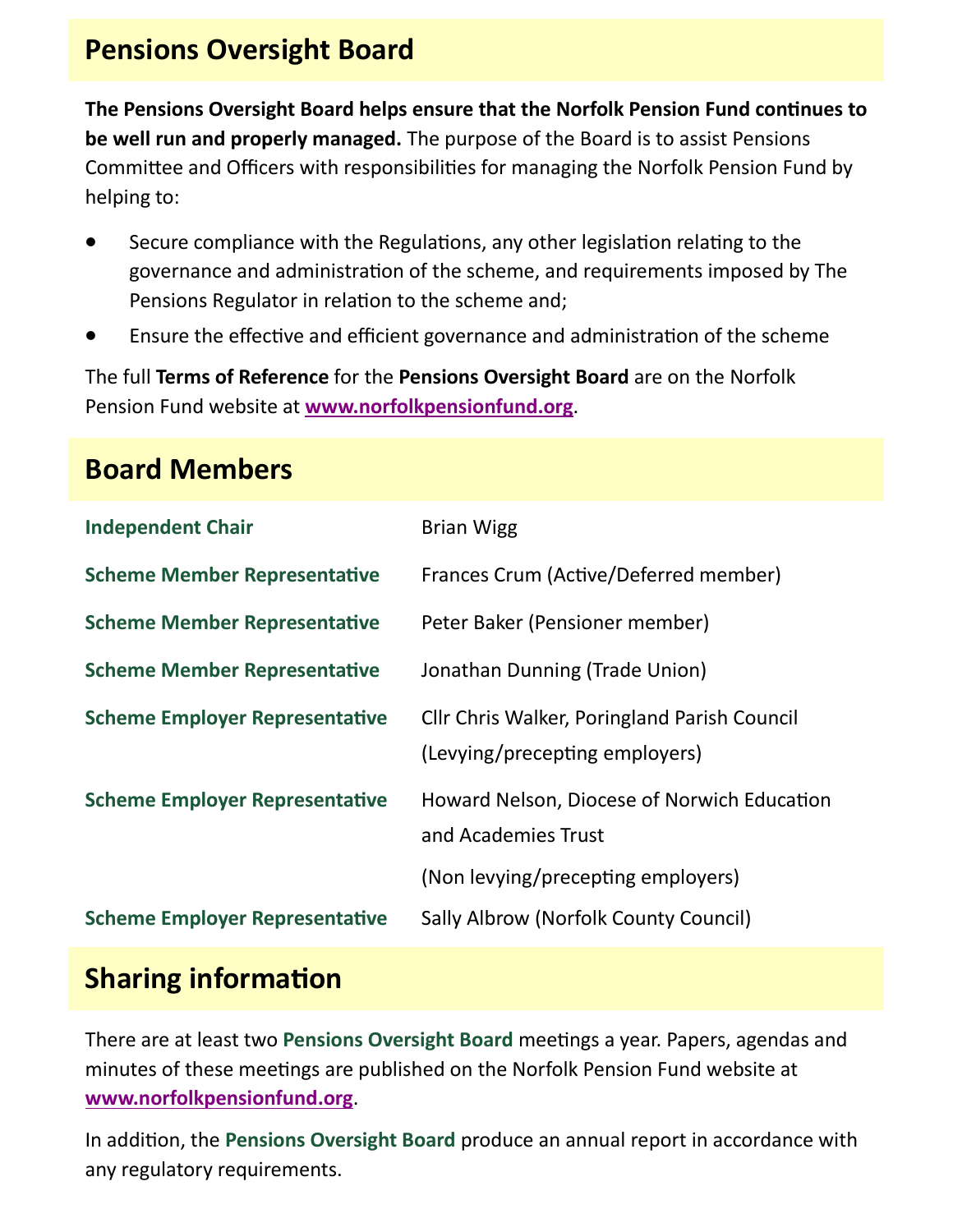## Pensions Oversight Board

**The Pensions Oversight Board helps ensure that the Norfolk Pension Fund continues to be well run and properly managed.** The purpose of the Board is to assist Pensions Committee and Officers with responsibilities for managing the Norfolk Pension Fund by helping to:

- Secure compliance with the Regulations, any other legislation relating to the governance and administration of the scheme, and requirements imposed by The Pensions Regulator in relation to the scheme and;
- Ensure the effective and efficient governance and administration of the scheme

The full **Terms of Reference** for the **Pensions Oversight Board** are on the Norfolk Pension Fund website at **www.norfolkpensionfund.org**.

## Board Members

| | |
|---|---|
| **Independent Chair** | Brian Wigg |
| **Scheme Member Representative** | Frances Crum (Active/Deferred member) |
| **Scheme Member Representative** | Peter Baker (Pensioner member) |
| **Scheme Member Representative** | Jonathan Dunning (Trade Union) |
| **Scheme Employer Representative** | Cllr Chris Walker, Poringland Parish Council (Levying/precepting employers) |
| **Scheme Employer Representative** | Howard Nelson, Diocese of Norwich Education and Academies Trust (Non levying/precepting employers) |
| **Scheme Employer Representative** | Sally Albrow (Norfolk County Council) |

## Sharing information

There are at least two **Pensions Oversight Board** meetings a year. Papers, agendas and minutes of these meetings are published on the Norfolk Pension Fund website at **www.norfolkpensionfund.org**.

In addition, the **Pensions Oversight Board** produce an annual report in accordance with any regulatory requirements.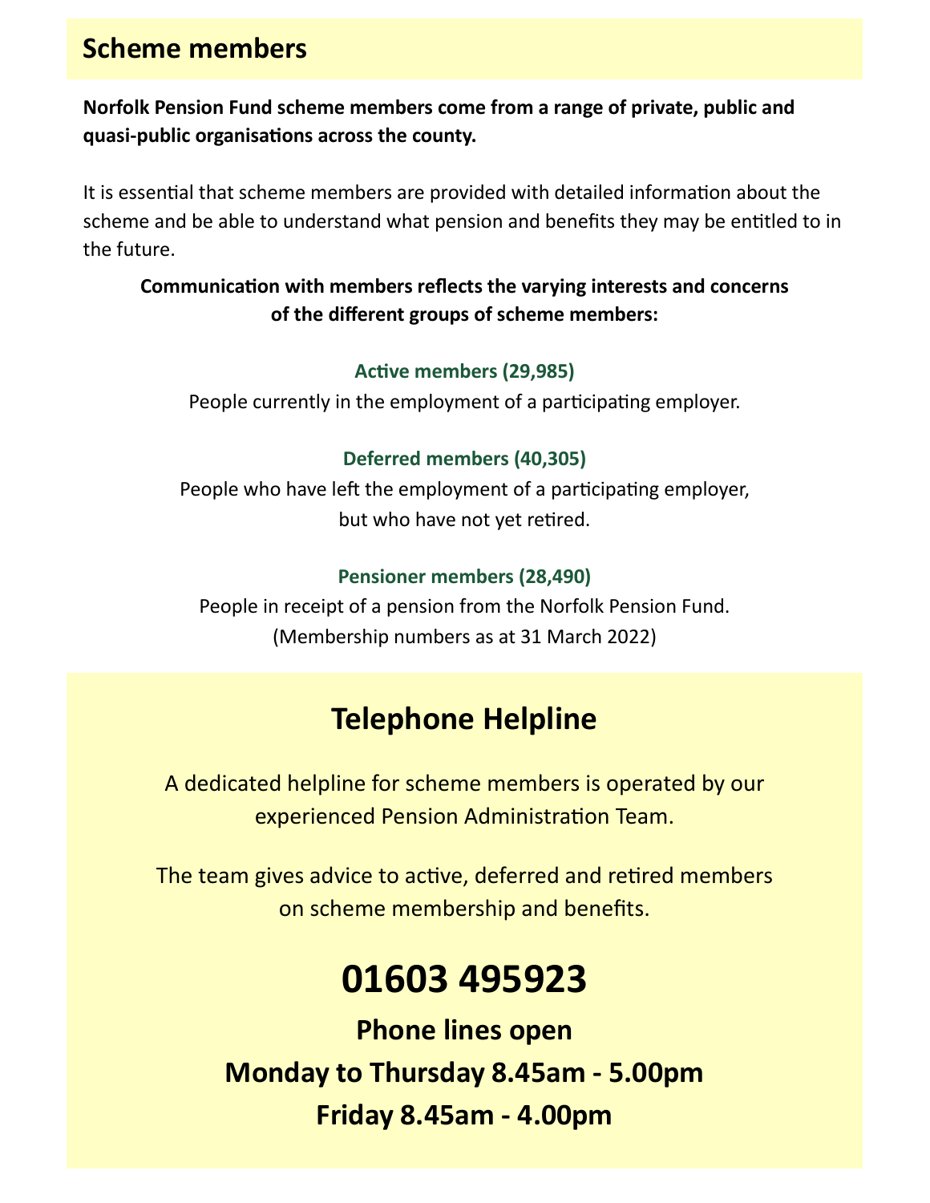## Scheme members

**Norfolk Pension Fund scheme members come from a range of private, public and quasi-public organisations across the county.**

It is essential that scheme members are provided with detailed information about the scheme and be able to understand what pension and benefits they may be entitled to in the future.

**Communication with members reflects the varying interests and concerns of the different groups of scheme members:**

**Active members (29,985)**
People currently in the employment of a participating employer.

**Deferred members (40,305)**
People who have left the employment of a participating employer, but who have not yet retired.

**Pensioner members (28,490)**
People in receipt of a pension from the Norfolk Pension Fund.
(Membership numbers as at 31 March 2022)

## Telephone Helpline

A dedicated helpline for scheme members is operated by our experienced Pension Administration Team.

The team gives advice to active, deferred and retired members on scheme membership and benefits.

# 01603 495923

**Phone lines open**

**Monday to Thursday 8.45am - 5.00pm**

**Friday 8.45am - 4.00pm**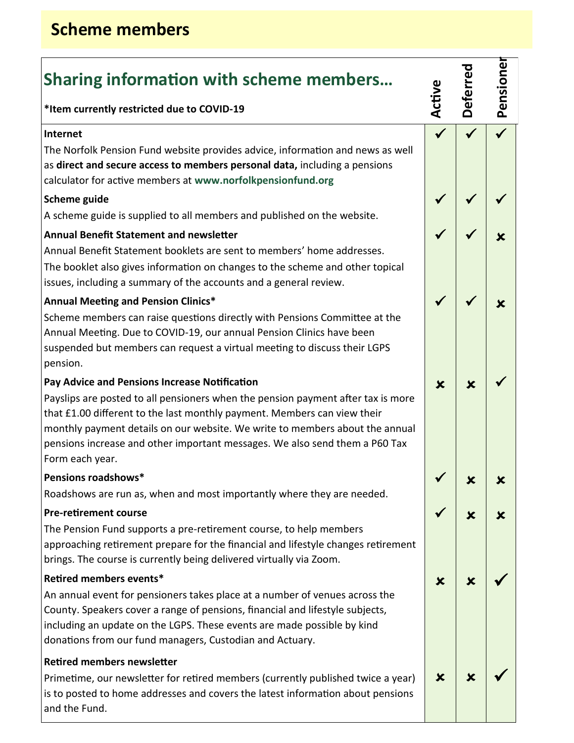# Scheme members

## Sharing information with scheme members…

**\*Item currently restricted due to COVID-19**

| Item | Active | Deferred | Pensioner |
|---|---|---|---|
| **Internet**<br>The Norfolk Pension Fund website provides advice, information and news as well as **direct and secure access to members personal data,** including a pensions calculator for active members at **www.norfolkpensionfund.org** | ✓ | ✓ | ✓ |
| **Scheme guide**<br>A scheme guide is supplied to all members and published on the website. | ✓ | ✓ | ✓ |
| **Annual Benefit Statement and newsletter**<br>Annual Benefit Statement booklets are sent to members' home addresses. The booklet also gives information on changes to the scheme and other topical issues, including a summary of the accounts and a general review. | ✓ | ✓ | ✗ |
| **Annual Meeting and Pension Clinics\***<br>Scheme members can raise questions directly with Pensions Committee at the Annual Meeting. Due to COVID-19, our annual Pension Clinics have been suspended but members can request a virtual meeting to discuss their LGPS pension. | ✓ | ✓ | ✗ |
| **Pay Advice and Pensions Increase Notification**<br>Payslips are posted to all pensioners when the pension payment after tax is more that £1.00 different to the last monthly payment. Members can view their monthly payment details on our website. We write to members about the annual pensions increase and other important messages. We also send them a P60 Tax Form each year. | ✗ | ✗ | ✓ |
| **Pensions roadshows\***<br>Roadshows are run as, when and most importantly where they are needed. | ✓ | ✗ | ✗ |
| **Pre-retirement course**<br>The Pension Fund supports a pre-retirement course, to help members approaching retirement prepare for the financial and lifestyle changes retirement brings. The course is currently being delivered virtually via Zoom. | ✓ | ✗ | ✗ |
| **Retired members events\***<br>An annual event for pensioners takes place at a number of venues across the County. Speakers cover a range of pensions, financial and lifestyle subjects, including an update on the LGPS. These events are made possible by kind donations from our fund managers, Custodian and Actuary. | ✗ | ✗ | ✓ |
| **Retired members newsletter**<br>Primetime, our newsletter for retired members (currently published twice a year) is to posted to home addresses and covers the latest information about pensions and the Fund. | ✗ | ✗ | ✓ |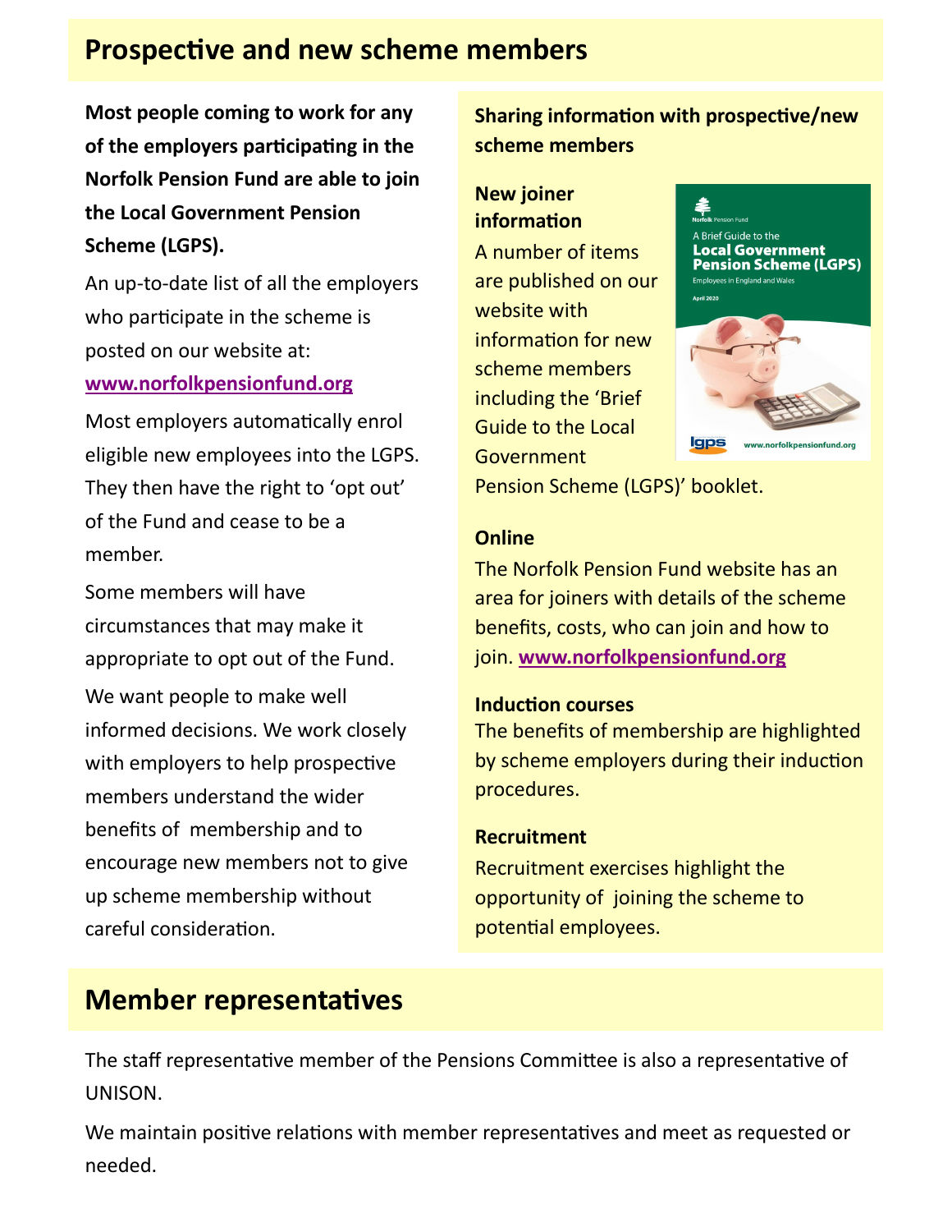## Prospective and new scheme members

**Most people coming to work for any of the employers participating in the Norfolk Pension Fund are able to join the Local Government Pension Scheme (LGPS).**

An up-to-date list of all the employers who participate in the scheme is posted on our website at: **www.norfolkpensionfund.org**

Most employers automatically enrol eligible new employees into the LGPS. They then have the right to 'opt out' of the Fund and cease to be a member.

Some members will have circumstances that may make it appropriate to opt out of the Fund.

We want people to make well informed decisions. We work closely with employers to help prospective members understand the wider benefits of membership and to encourage new members not to give up scheme membership without careful consideration.

### Sharing information with prospective/new scheme members

**New joiner information**

A number of items are published on our website with information for new scheme members including the 'Brief Guide to the Local Government Pension Scheme (LGPS)' booklet.

**Online**

The Norfolk Pension Fund website has an area for joiners with details of the scheme benefits, costs, who can join and how to join. **www.norfolkpensionfund.org**

**Induction courses**

The benefits of membership are highlighted by scheme employers during their induction procedures.

**Recruitment**

Recruitment exercises highlight the opportunity of joining the scheme to potential employees.

## Member representatives

The staff representative member of the Pensions Committee is also a representative of UNISON.

We maintain positive relations with member representatives and meet as requested or needed.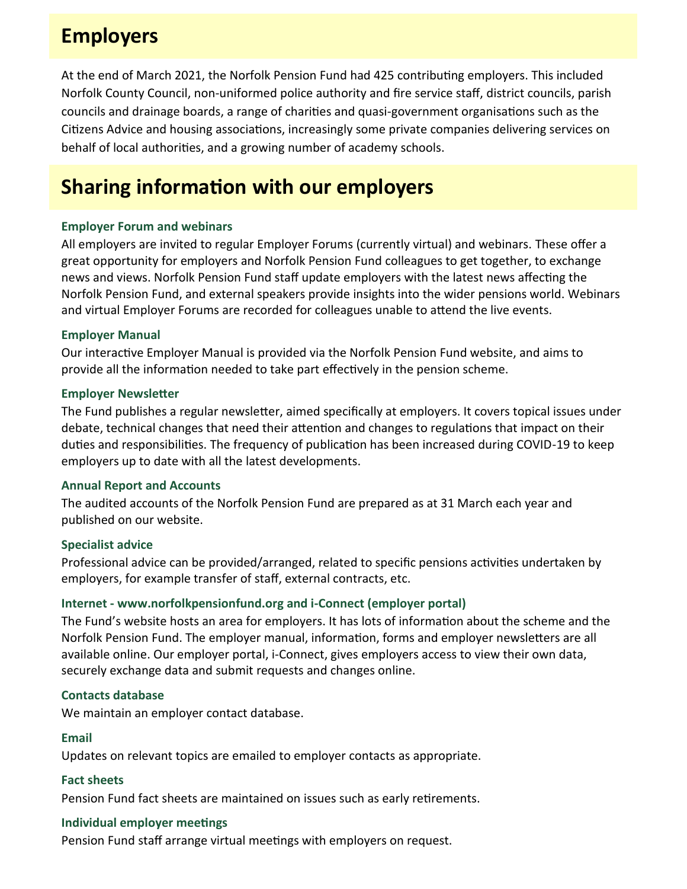## Employers

At the end of March 2021, the Norfolk Pension Fund had 425 contributing employers. This included Norfolk County Council, non-uniformed police authority and fire service staff, district councils, parish councils and drainage boards, a range of charities and quasi-government organisations such as the Citizens Advice and housing associations, increasingly some private companies delivering services on behalf of local authorities, and a growing number of academy schools.

## Sharing information with our employers

### Employer Forum and webinars

All employers are invited to regular Employer Forums (currently virtual) and webinars. These offer a great opportunity for employers and Norfolk Pension Fund colleagues to get together, to exchange news and views. Norfolk Pension Fund staff update employers with the latest news affecting the Norfolk Pension Fund, and external speakers provide insights into the wider pensions world. Webinars and virtual Employer Forums are recorded for colleagues unable to attend the live events.

### Employer Manual

Our interactive Employer Manual is provided via the Norfolk Pension Fund website, and aims to provide all the information needed to take part effectively in the pension scheme.

### Employer Newsletter

The Fund publishes a regular newsletter, aimed specifically at employers. It covers topical issues under debate, technical changes that need their attention and changes to regulations that impact on their duties and responsibilities. The frequency of publication has been increased during COVID-19 to keep employers up to date with all the latest developments.

### Annual Report and Accounts

The audited accounts of the Norfolk Pension Fund are prepared as at 31 March each year and published on our website.

### Specialist advice

Professional advice can be provided/arranged, related to specific pensions activities undertaken by employers, for example transfer of staff, external contracts, etc.

### Internet - www.norfolkpensionfund.org and i-Connect (employer portal)

The Fund's website hosts an area for employers. It has lots of information about the scheme and the Norfolk Pension Fund. The employer manual, information, forms and employer newsletters are all available online. Our employer portal, i-Connect, gives employers access to view their own data, securely exchange data and submit requests and changes online.

### Contacts database

We maintain an employer contact database.

### Email

Updates on relevant topics are emailed to employer contacts as appropriate.

### Fact sheets

Pension Fund fact sheets are maintained on issues such as early retirements.

### Individual employer meetings

Pension Fund staff arrange virtual meetings with employers on request.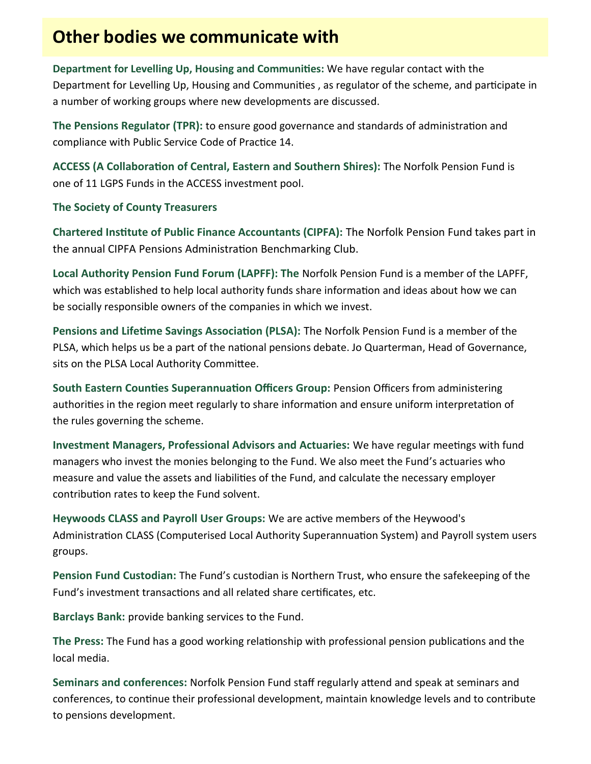# Other bodies we communicate with

**Department for Levelling Up, Housing and Communities:** We have regular contact with the Department for Levelling Up, Housing and Communities , as regulator of the scheme, and participate in a number of working groups where new developments are discussed.

**The Pensions Regulator (TPR):** to ensure good governance and standards of administration and compliance with Public Service Code of Practice 14.

**ACCESS (A Collaboration of Central, Eastern and Southern Shires):** The Norfolk Pension Fund is one of 11 LGPS Funds in the ACCESS investment pool.

**The Society of County Treasurers**

**Chartered Institute of Public Finance Accountants (CIPFA):** The Norfolk Pension Fund takes part in the annual CIPFA Pensions Administration Benchmarking Club.

**Local Authority Pension Fund Forum (LAPFF): The** Norfolk Pension Fund is a member of the LAPFF, which was established to help local authority funds share information and ideas about how we can be socially responsible owners of the companies in which we invest.

**Pensions and Lifetime Savings Association (PLSA):** The Norfolk Pension Fund is a member of the PLSA, which helps us be a part of the national pensions debate. Jo Quarterman, Head of Governance, sits on the PLSA Local Authority Committee.

**South Eastern Counties Superannuation Officers Group:** Pension Officers from administering authorities in the region meet regularly to share information and ensure uniform interpretation of the rules governing the scheme.

**Investment Managers, Professional Advisors and Actuaries:** We have regular meetings with fund managers who invest the monies belonging to the Fund. We also meet the Fund's actuaries who measure and value the assets and liabilities of the Fund, and calculate the necessary employer contribution rates to keep the Fund solvent.

**Heywoods CLASS and Payroll User Groups:** We are active members of the Heywood's Administration CLASS (Computerised Local Authority Superannuation System) and Payroll system users groups.

**Pension Fund Custodian:** The Fund's custodian is Northern Trust, who ensure the safekeeping of the Fund's investment transactions and all related share certificates, etc.

**Barclays Bank:** provide banking services to the Fund.

**The Press:** The Fund has a good working relationship with professional pension publications and the local media.

**Seminars and conferences:** Norfolk Pension Fund staff regularly attend and speak at seminars and conferences, to continue their professional development, maintain knowledge levels and to contribute to pensions development.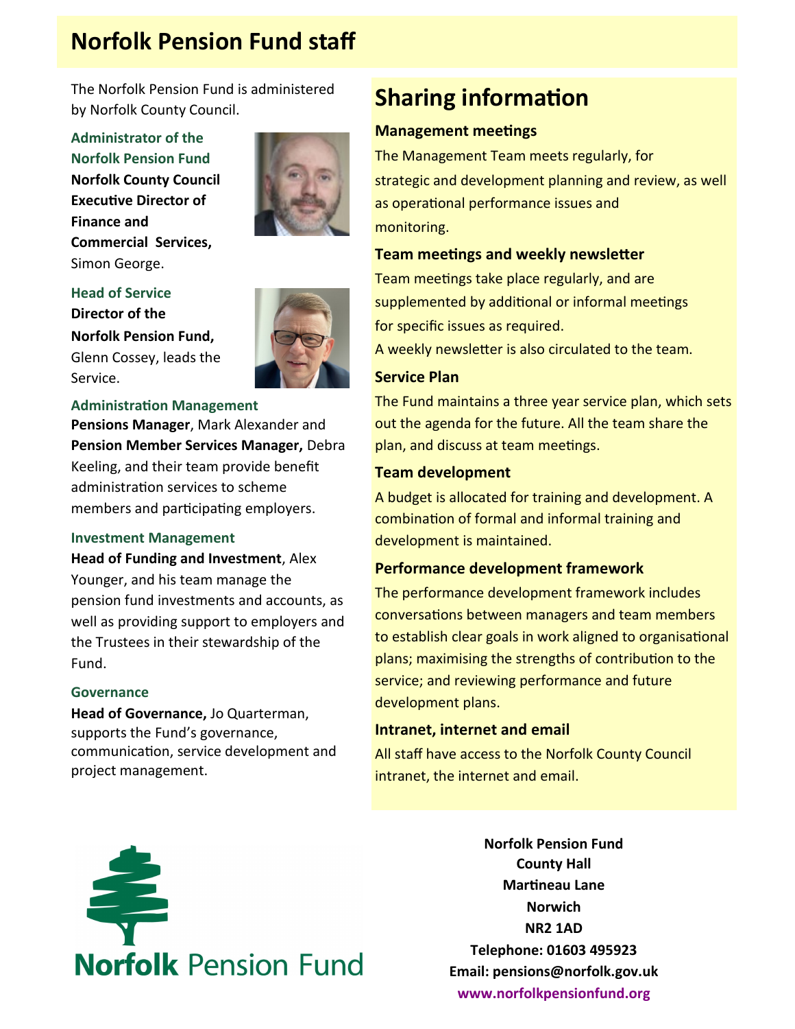# Norfolk Pension Fund staff

The Norfolk Pension Fund is administered by Norfolk County Council.

### Administrator of the Norfolk Pension Fund

**Norfolk County Council Executive Director of Finance and Commercial Services,** Simon George.

### Head of Service

**Director of the Norfolk Pension Fund,** Glenn Cossey, leads the Service.

### Administration Management

**Pensions Manager**, Mark Alexander and **Pension Member Services Manager,** Debra Keeling, and their team provide benefit administration services to scheme members and participating employers.

### Investment Management

**Head of Funding and Investment**, Alex Younger, and his team manage the pension fund investments and accounts, as well as providing support to employers and the Trustees in their stewardship of the Fund.

### Governance

**Head of Governance,** Jo Quarterman, supports the Fund's governance, communication, service development and project management.

# Sharing information

### Management meetings

The Management Team meets regularly, for strategic and development planning and review, as well as operational performance issues and monitoring.

### Team meetings and weekly newsletter

Team meetings take place regularly, and are supplemented by additional or informal meetings for specific issues as required.

A weekly newsletter is also circulated to the team.

### Service Plan

The Fund maintains a three year service plan, which sets out the agenda for the future. All the team share the plan, and discuss at team meetings.

### Team development

A budget is allocated for training and development. A combination of formal and informal training and development is maintained.

### Performance development framework

The performance development framework includes conversations between managers and team members to establish clear goals in work aligned to organisational plans; maximising the strengths of contribution to the service; and reviewing performance and future development plans.

### Intranet, internet and email

All staff have access to the Norfolk County Council intranet, the internet and email.

**Norfolk Pension Fund**

**Norfolk Pension Fund**
**County Hall**
**Martineau Lane**
**Norwich**
**NR2 1AD**
**Telephone: 01603 495923**
**Email: pensions@norfolk.gov.uk**
**www.norfolkpensionfund.org**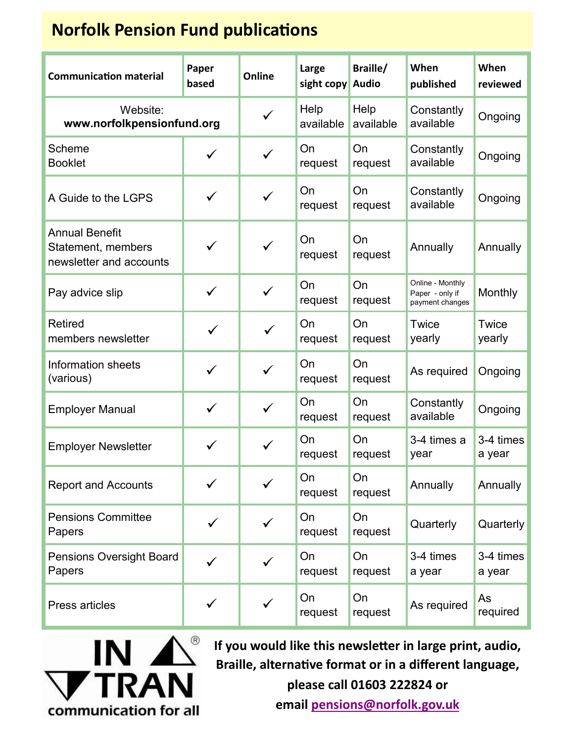# Norfolk Pension Fund publications

| Communication material | Paper based | Online | Large sight copy | Braille/ Audio | When published | When reviewed |
|---|---|---|---|---|---|---|
| Website: **www.norfolkpensionfund.org** | | ✓ | Help available | Help available | Constantly available | Ongoing |
| Scheme Booklet | ✓ | ✓ | On request | On request | Constantly available | Ongoing |
| A Guide to the LGPS | ✓ | ✓ | On request | On request | Constantly available | Ongoing |
| Annual Benefit Statement, members newsletter and accounts | ✓ | ✓ | On request | On request | Annually | Annually |
| Pay advice slip | ✓ | ✓ | On request | On request | Online - Monthly Paper - only if payment changes | Monthly |
| Retired members newsletter | ✓ | ✓ | On request | On request | Twice yearly | Twice yearly |
| Information sheets (various) | ✓ | ✓ | On request | On request | As required | Ongoing |
| Employer Manual | ✓ | ✓ | On request | On request | Constantly available | Ongoing |
| Employer Newsletter | ✓ | ✓ | On request | On request | 3-4 times a year | 3-4 times a year |
| Report and Accounts | ✓ | ✓ | On request | On request | Annually | Annually |
| Pensions Committee Papers | ✓ | ✓ | On request | On request | Quarterly | Quarterly |
| Pensions Oversight Board Papers | ✓ | ✓ | On request | On request | 3-4 times a year | 3-4 times a year |
| Press articles | ✓ | ✓ | On request | On request | As required | As required |

IN TRAN®
communication for all

**If you would like this newsletter in large print, audio, Braille, alternative format or in a different language, please call 01603 222824 or email pensions@norfolk.gov.uk**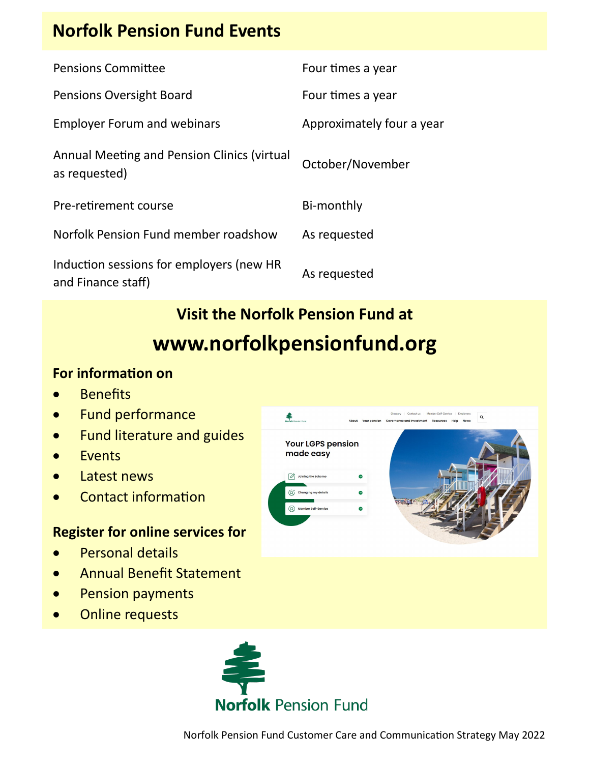## Norfolk Pension Fund Events

| | |
|---|---|
| Pensions Committee | Four times a year |
| Pensions Oversight Board | Four times a year |
| Employer Forum and webinars | Approximately four a year |
| Annual Meeting and Pension Clinics (virtual as requested) | October/November |
| Pre-retirement course | Bi-monthly |
| Norfolk Pension Fund member roadshow | As requested |
| Induction sessions for employers (new HR and Finance staff) | As requested |

## Visit the Norfolk Pension Fund at

# www.norfolkpensionfund.org

### For information on

- Benefits
- Fund performance
- Fund literature and guides
- Events
- Latest news
- Contact information

### Register for online services for

- Personal details
- Annual Benefit Statement
- Pension payments
- Online requests

Norfolk Pension Fund